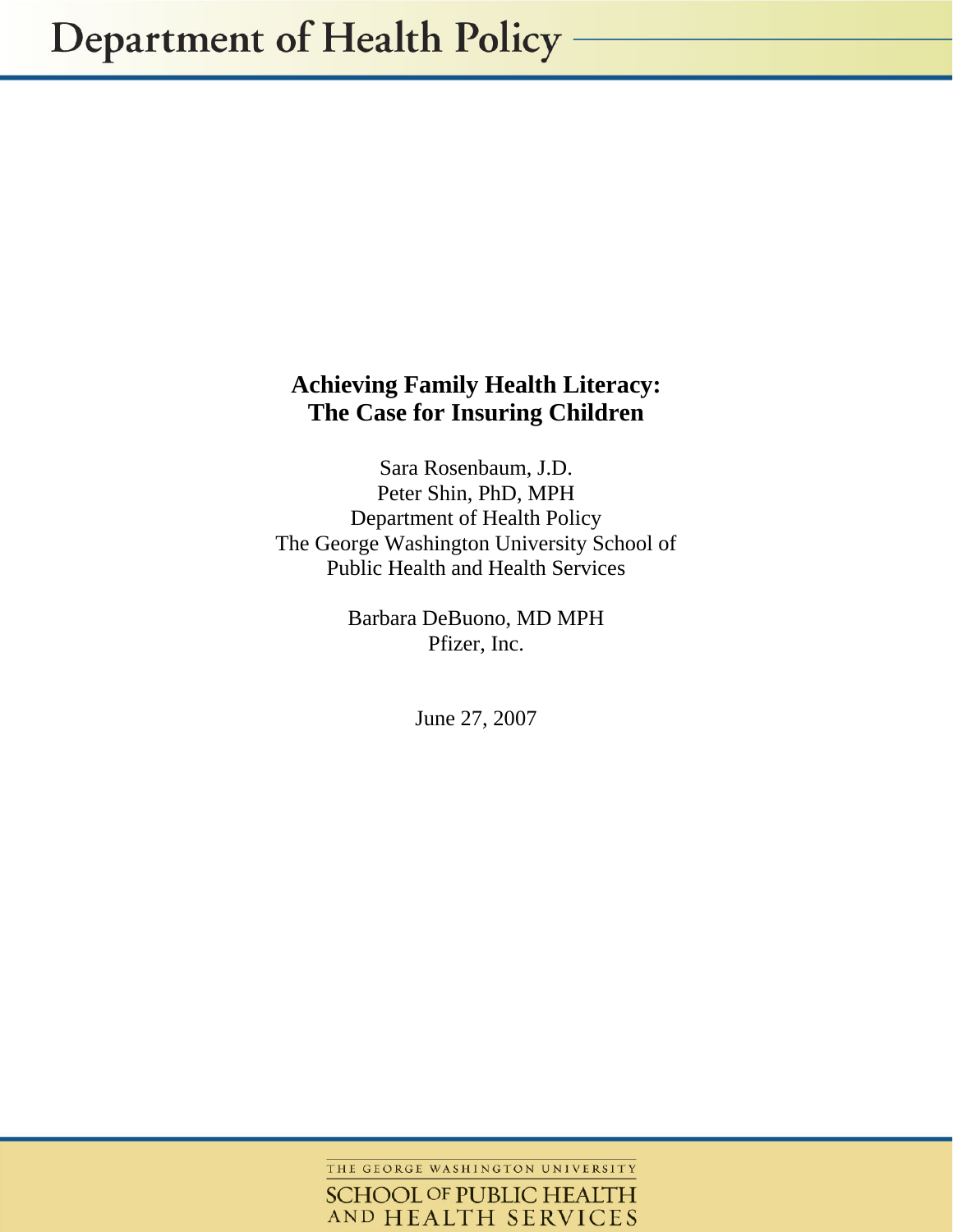# Department of Health Policy

## Achieving Family Health Literacy: The Case for Insuring Children

Sara Rosenbaum, J.D.
Peter Shin, PhD, MPH
Department of Health Policy
The George Washington University School of Public Health and Health Services

Barbara DeBuono, MD MPH
Pfizer, Inc.

June 27, 2007

THE GEORGE WASHINGTON UNIVERSITY
SCHOOL OF PUBLIC HEALTH AND HEALTH SERVICES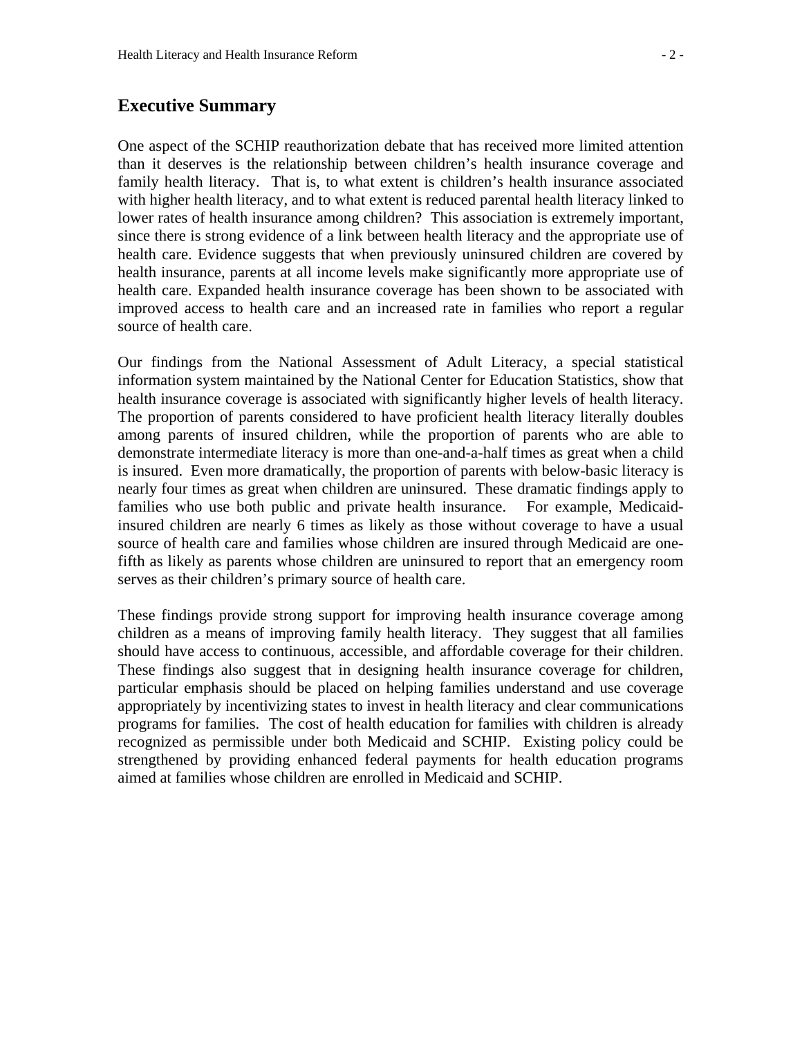## Executive Summary

One aspect of the SCHIP reauthorization debate that has received more limited attention than it deserves is the relationship between children's health insurance coverage and family health literacy. That is, to what extent is children's health insurance associated with higher health literacy, and to what extent is reduced parental health literacy linked to lower rates of health insurance among children? This association is extremely important, since there is strong evidence of a link between health literacy and the appropriate use of health care. Evidence suggests that when previously uninsured children are covered by health insurance, parents at all income levels make significantly more appropriate use of health care. Expanded health insurance coverage has been shown to be associated with improved access to health care and an increased rate in families who report a regular source of health care.

Our findings from the National Assessment of Adult Literacy, a special statistical information system maintained by the National Center for Education Statistics, show that health insurance coverage is associated with significantly higher levels of health literacy. The proportion of parents considered to have proficient health literacy literally doubles among parents of insured children, while the proportion of parents who are able to demonstrate intermediate literacy is more than one-and-a-half times as great when a child is insured. Even more dramatically, the proportion of parents with below-basic literacy is nearly four times as great when children are uninsured. These dramatic findings apply to families who use both public and private health insurance. For example, Medicaid-insured children are nearly 6 times as likely as those without coverage to have a usual source of health care and families whose children are insured through Medicaid are one-fifth as likely as parents whose children are uninsured to report that an emergency room serves as their children's primary source of health care.

These findings provide strong support for improving health insurance coverage among children as a means of improving family health literacy. They suggest that all families should have access to continuous, accessible, and affordable coverage for their children. These findings also suggest that in designing health insurance coverage for children, particular emphasis should be placed on helping families understand and use coverage appropriately by incentivizing states to invest in health literacy and clear communications programs for families. The cost of health education for families with children is already recognized as permissible under both Medicaid and SCHIP. Existing policy could be strengthened by providing enhanced federal payments for health education programs aimed at families whose children are enrolled in Medicaid and SCHIP.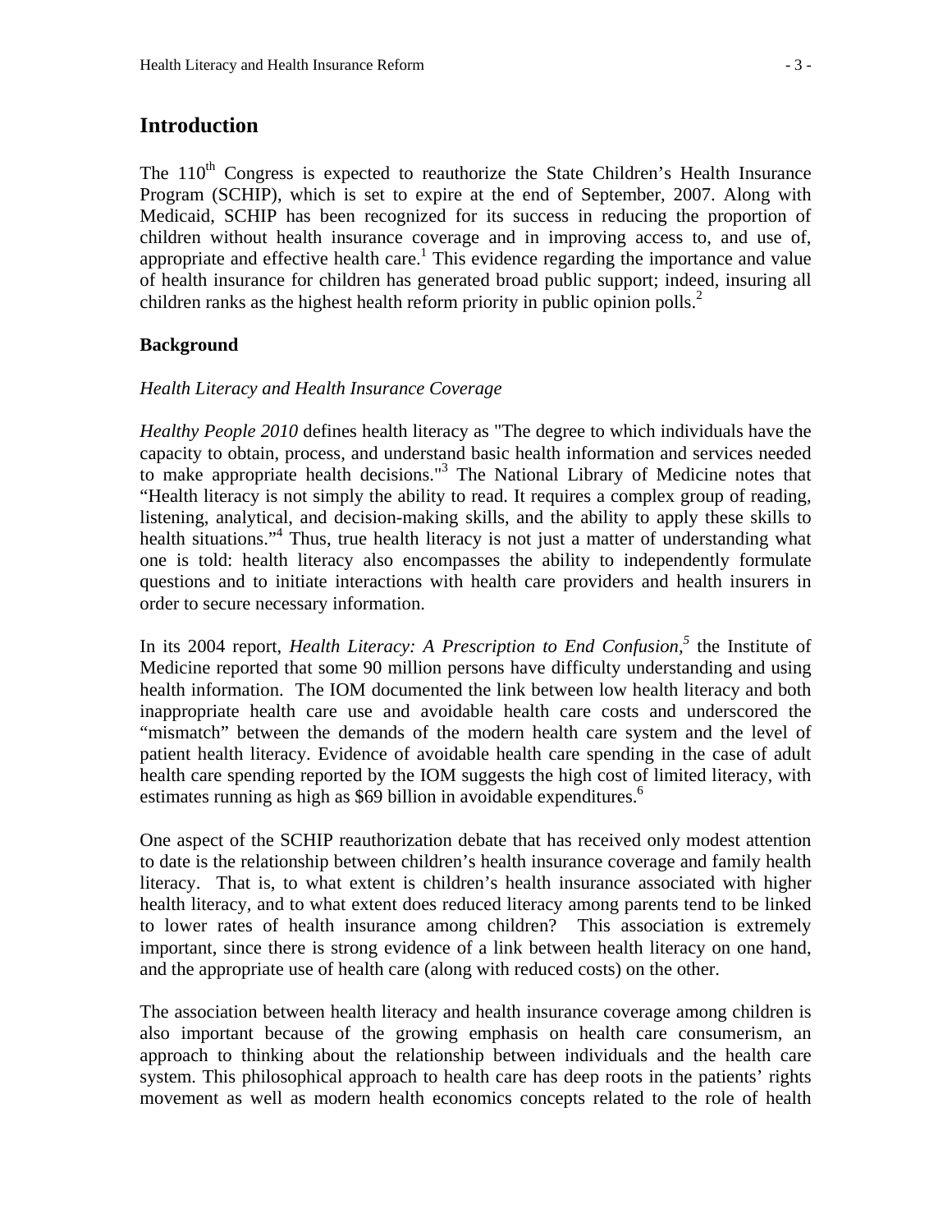## Introduction

The 110th Congress is expected to reauthorize the State Children's Health Insurance Program (SCHIP), which is set to expire at the end of September, 2007. Along with Medicaid, SCHIP has been recognized for its success in reducing the proportion of children without health insurance coverage and in improving access to, and use of, appropriate and effective health care.[1] This evidence regarding the importance and value of health insurance for children has generated broad public support; indeed, insuring all children ranks as the highest health reform priority in public opinion polls.[2]

### Background

*Health Literacy and Health Insurance Coverage*

*Healthy People 2010* defines health literacy as "The degree to which individuals have the capacity to obtain, process, and understand basic health information and services needed to make appropriate health decisions."[3] The National Library of Medicine notes that "Health literacy is not simply the ability to read. It requires a complex group of reading, listening, analytical, and decision-making skills, and the ability to apply these skills to health situations."[4] Thus, true health literacy is not just a matter of understanding what one is told: health literacy also encompasses the ability to independently formulate questions and to initiate interactions with health care providers and health insurers in order to secure necessary information.

In its 2004 report, *Health Literacy: A Prescription to End Confusion,*[5] the Institute of Medicine reported that some 90 million persons have difficulty understanding and using health information. The IOM documented the link between low health literacy and both inappropriate health care use and avoidable health care costs and underscored the "mismatch" between the demands of the modern health care system and the level of patient health literacy. Evidence of avoidable health care spending in the case of adult health care spending reported by the IOM suggests the high cost of limited literacy, with estimates running as high as $69 billion in avoidable expenditures.[6]

One aspect of the SCHIP reauthorization debate that has received only modest attention to date is the relationship between children's health insurance coverage and family health literacy. That is, to what extent is children's health insurance associated with higher health literacy, and to what extent does reduced literacy among parents tend to be linked to lower rates of health insurance among children? This association is extremely important, since there is strong evidence of a link between health literacy on one hand, and the appropriate use of health care (along with reduced costs) on the other.

The association between health literacy and health insurance coverage among children is also important because of the growing emphasis on health care consumerism, an approach to thinking about the relationship between individuals and the health care system. This philosophical approach to health care has deep roots in the patients' rights movement as well as modern health economics concepts related to the role of health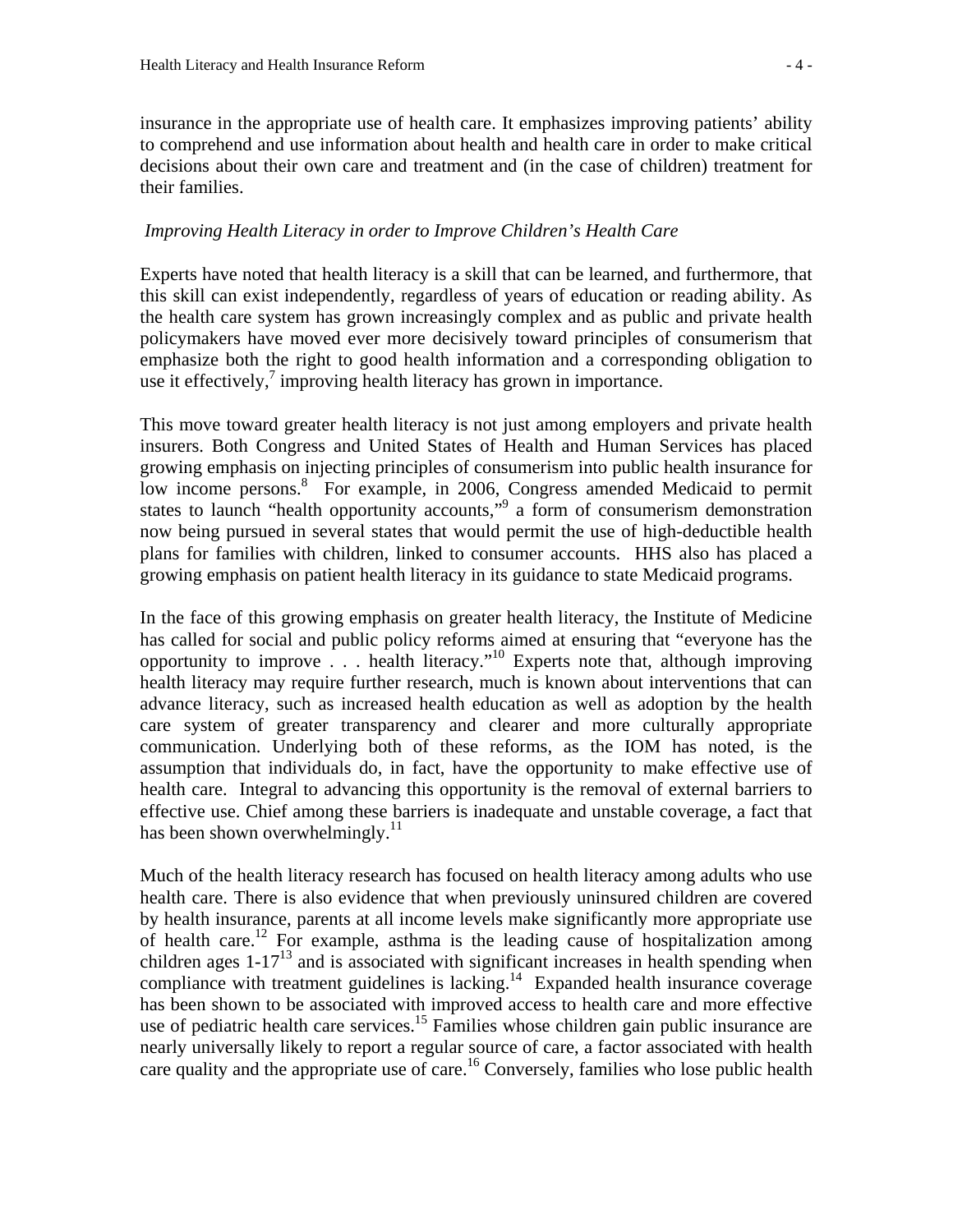insurance in the appropriate use of health care. It emphasizes improving patients' ability to comprehend and use information about health and health care in order to make critical decisions about their own care and treatment and (in the case of children) treatment for their families.

### *Improving Health Literacy in order to Improve Children's Health Care*

Experts have noted that health literacy is a skill that can be learned, and furthermore, that this skill can exist independently, regardless of years of education or reading ability. As the health care system has grown increasingly complex and as public and private health policymakers have moved ever more decisively toward principles of consumerism that emphasize both the right to good health information and a corresponding obligation to use it effectively,[7] improving health literacy has grown in importance.

This move toward greater health literacy is not just among employers and private health insurers. Both Congress and United States of Health and Human Services has placed growing emphasis on injecting principles of consumerism into public health insurance for low income persons.[8] For example, in 2006, Congress amended Medicaid to permit states to launch "health opportunity accounts,"[9] a form of consumerism demonstration now being pursued in several states that would permit the use of high-deductible health plans for families with children, linked to consumer accounts. HHS also has placed a growing emphasis on patient health literacy in its guidance to state Medicaid programs.

In the face of this growing emphasis on greater health literacy, the Institute of Medicine has called for social and public policy reforms aimed at ensuring that "everyone has the opportunity to improve . . . health literacy."[10] Experts note that, although improving health literacy may require further research, much is known about interventions that can advance literacy, such as increased health education as well as adoption by the health care system of greater transparency and clearer and more culturally appropriate communication. Underlying both of these reforms, as the IOM has noted, is the assumption that individuals do, in fact, have the opportunity to make effective use of health care. Integral to advancing this opportunity is the removal of external barriers to effective use. Chief among these barriers is inadequate and unstable coverage, a fact that has been shown overwhelmingly.[11]

Much of the health literacy research has focused on health literacy among adults who use health care. There is also evidence that when previously uninsured children are covered by health insurance, parents at all income levels make significantly more appropriate use of health care.[12] For example, asthma is the leading cause of hospitalization among children ages 1-17[13] and is associated with significant increases in health spending when compliance with treatment guidelines is lacking.[14] Expanded health insurance coverage has been shown to be associated with improved access to health care and more effective use of pediatric health care services.[15] Families whose children gain public insurance are nearly universally likely to report a regular source of care, a factor associated with health care quality and the appropriate use of care.[16] Conversely, families who lose public health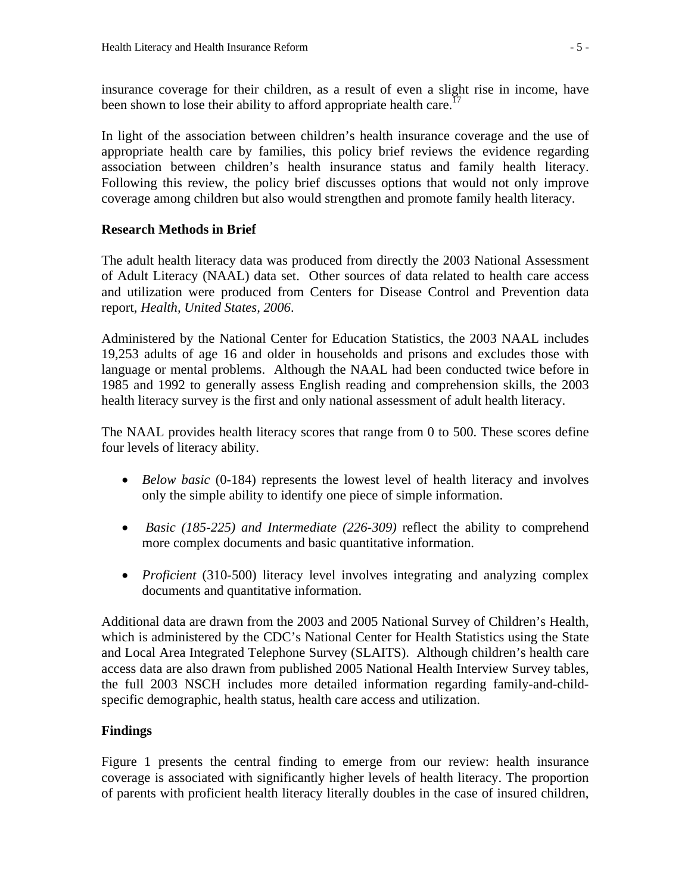insurance coverage for their children, as a result of even a slight rise in income, have been shown to lose their ability to afford appropriate health care.[17]

In light of the association between children's health insurance coverage and the use of appropriate health care by families, this policy brief reviews the evidence regarding association between children's health insurance status and family health literacy. Following this review, the policy brief discusses options that would not only improve coverage among children but also would strengthen and promote family health literacy.

### Research Methods in Brief

The adult health literacy data was produced from directly the 2003 National Assessment of Adult Literacy (NAAL) data set. Other sources of data related to health care access and utilization were produced from Centers for Disease Control and Prevention data report, *Health, United States, 2006*.

Administered by the National Center for Education Statistics, the 2003 NAAL includes 19,253 adults of age 16 and older in households and prisons and excludes those with language or mental problems. Although the NAAL had been conducted twice before in 1985 and 1992 to generally assess English reading and comprehension skills, the 2003 health literacy survey is the first and only national assessment of adult health literacy.

The NAAL provides health literacy scores that range from 0 to 500. These scores define four levels of literacy ability.

- *Below basic* (0-184) represents the lowest level of health literacy and involves only the simple ability to identify one piece of simple information.
- *Basic (185-225) and Intermediate (226-309)* reflect the ability to comprehend more complex documents and basic quantitative information.
- *Proficient* (310-500) literacy level involves integrating and analyzing complex documents and quantitative information.

Additional data are drawn from the 2003 and 2005 National Survey of Children's Health, which is administered by the CDC's National Center for Health Statistics using the State and Local Area Integrated Telephone Survey (SLAITS). Although children's health care access data are also drawn from published 2005 National Health Interview Survey tables, the full 2003 NSCH includes more detailed information regarding family-and-child-specific demographic, health status, health care access and utilization.

### Findings

Figure 1 presents the central finding to emerge from our review: health insurance coverage is associated with significantly higher levels of health literacy. The proportion of parents with proficient health literacy literally doubles in the case of insured children,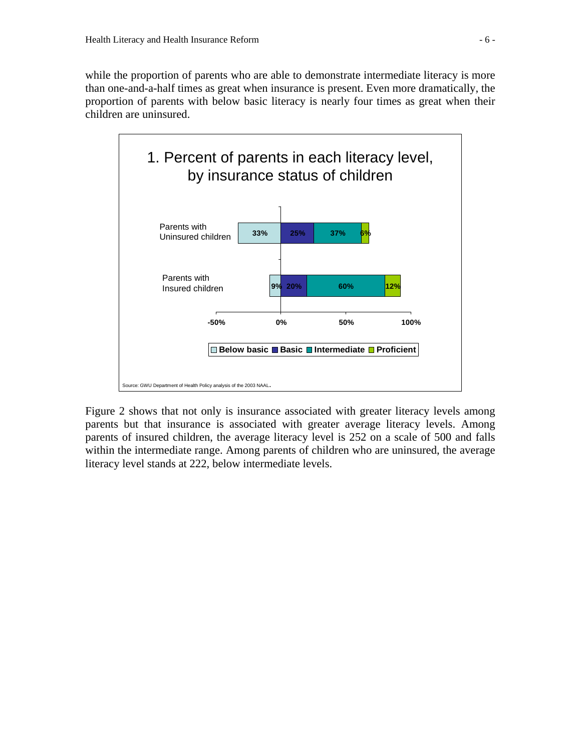while the proportion of parents who are able to demonstrate intermediate literacy is more than one-and-a-half times as great when insurance is present. Even more dramatically, the proportion of parents with below basic literacy is nearly four times as great when their children are uninsured.

**1. Percent of parents in each literacy level, by insurance status of children**

| | Below basic | Basic | Intermediate | Proficient |
|---|---|---|---|---|
| Parents with Uninsured children | 33% | 25% | 37% | 6% |
| Parents with Insured children | 9% | 20% | 60% | 12% |

Source: GWU Department of Health Policy analysis of the 2003 NAAL.

Figure 2 shows that not only is insurance associated with greater literacy levels among parents but that insurance is associated with greater average literacy levels. Among parents of insured children, the average literacy level is 252 on a scale of 500 and falls within the intermediate range. Among parents of children who are uninsured, the average literacy level stands at 222, below intermediate levels.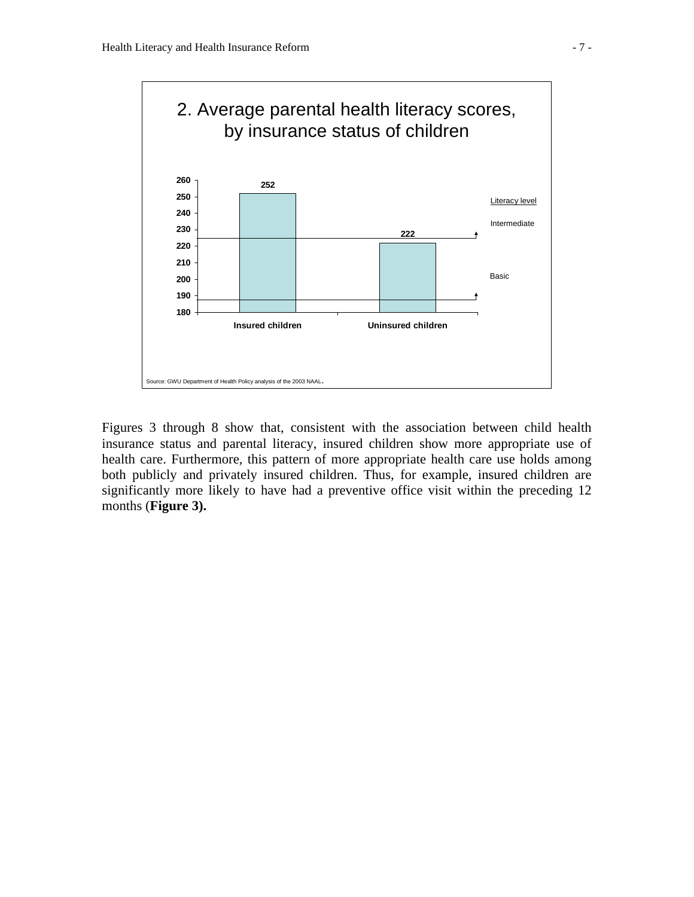## 2. Average parental health literacy scores, by insurance status of children

| | Insured children | Uninsured children |
|---|---|---|
| Average parental health literacy score | 252 | 222 |

Literacy level: Intermediate; Basic

Source: GWU Department of Health Policy analysis of the 2003 NAAL.

Figures 3 through 8 show that, consistent with the association between child health insurance status and parental literacy, insured children show more appropriate use of health care. Furthermore, this pattern of more appropriate health care use holds among both publicly and privately insured children. Thus, for example, insured children are significantly more likely to have had a preventive office visit within the preceding 12 months (**Figure 3).**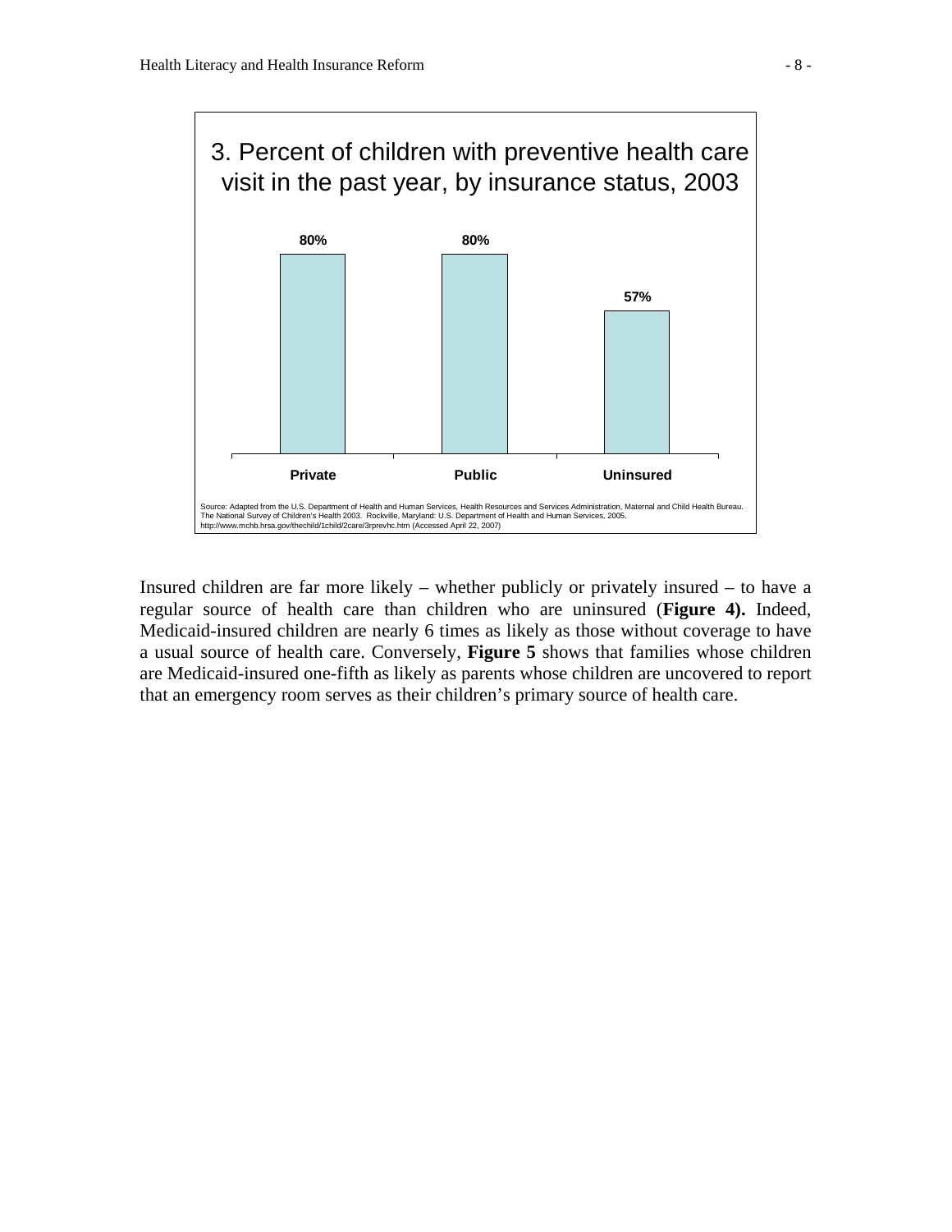3. Percent of children with preventive health care visit in the past year, by insurance status, 2003

| Insurance status | Percent |
| --- | --- |
| Private | 80% |
| Public | 80% |
| Uninsured | 57% |

Source: Adapted from the U.S. Department of Health and Human Services, Health Resources and Services Administration, Maternal and Child Health Bureau. The National Survey of Children's Health 2003. Rockville, Maryland: U.S. Department of Health and Human Services, 2005. http://www.mchb.hrsa.gov/thechild/1child/2care/3rprevhc.htm (Accessed April 22, 2007)

Insured children are far more likely – whether publicly or privately insured – to have a regular source of health care than children who are uninsured (**Figure 4).** Indeed, Medicaid-insured children are nearly 6 times as likely as those without coverage to have a usual source of health care. Conversely, **Figure 5** shows that families whose children are Medicaid-insured one-fifth as likely as parents whose children are uncovered to report that an emergency room serves as their children's primary source of health care.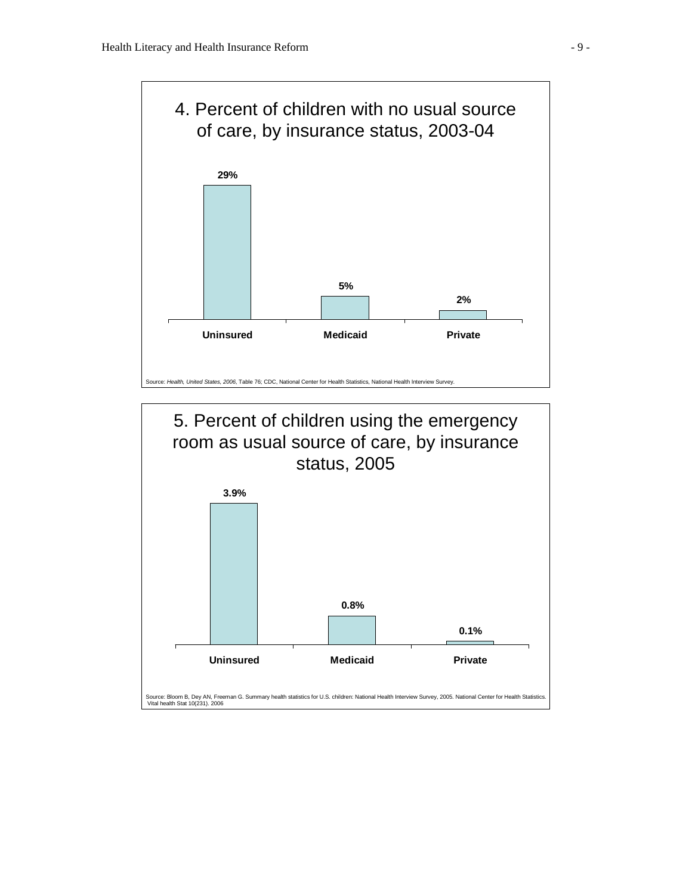## 4. Percent of children with no usual source of care, by insurance status, 2003-04

| Insurance status | Percent |
|---|---|
| Uninsured | 29% |
| Medicaid | 5% |
| Private | 2% |

Source: *Health, United States, 2006*, Table 76; CDC, National Center for Health Statistics, National Health Interview Survey.

## 5. Percent of children using the emergency room as usual source of care, by insurance status, 2005

| Insurance status | Percent |
|---|---|
| Uninsured | 3.9% |
| Medicaid | 0.8% |
| Private | 0.1% |

Source: Bloom B, Dey AN, Freeman G. Summary health statistics for U.S. children: National Health Interview Survey, 2005. National Center for Health Statistics. Vital health Stat 10(231). 2006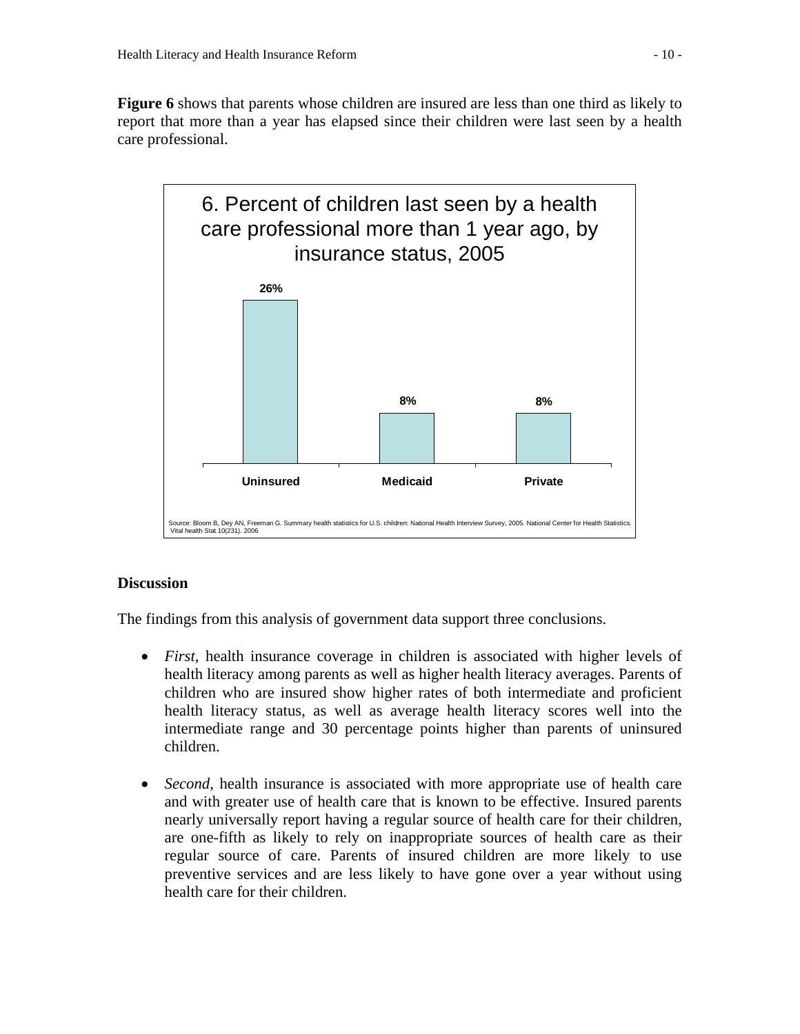**Figure 6** shows that parents whose children are insured are less than one third as likely to report that more than a year has elapsed since their children were last seen by a health care professional.

6. Percent of children last seen by a health care professional more than 1 year ago, by insurance status, 2005

| Uninsured | Medicaid | Private |
|---|---|---|
| 26% | 8% | 8% |

Source: Bloom B, Dey AN, Freeman G. Summary health statistics for U.S. children: National Health Interview Survey, 2005. National Center for Health Statistics. Vital health Stat 10(231). 2006

## Discussion

The findings from this analysis of government data support three conclusions.

- *First*, health insurance coverage in children is associated with higher levels of health literacy among parents as well as higher health literacy averages. Parents of children who are insured show higher rates of both intermediate and proficient health literacy status, as well as average health literacy scores well into the intermediate range and 30 percentage points higher than parents of uninsured children.

- *Second*, health insurance is associated with more appropriate use of health care and with greater use of health care that is known to be effective. Insured parents nearly universally report having a regular source of health care for their children, are one-fifth as likely to rely on inappropriate sources of health care as their regular source of care. Parents of insured children are more likely to use preventive services and are less likely to have gone over a year without using health care for their children.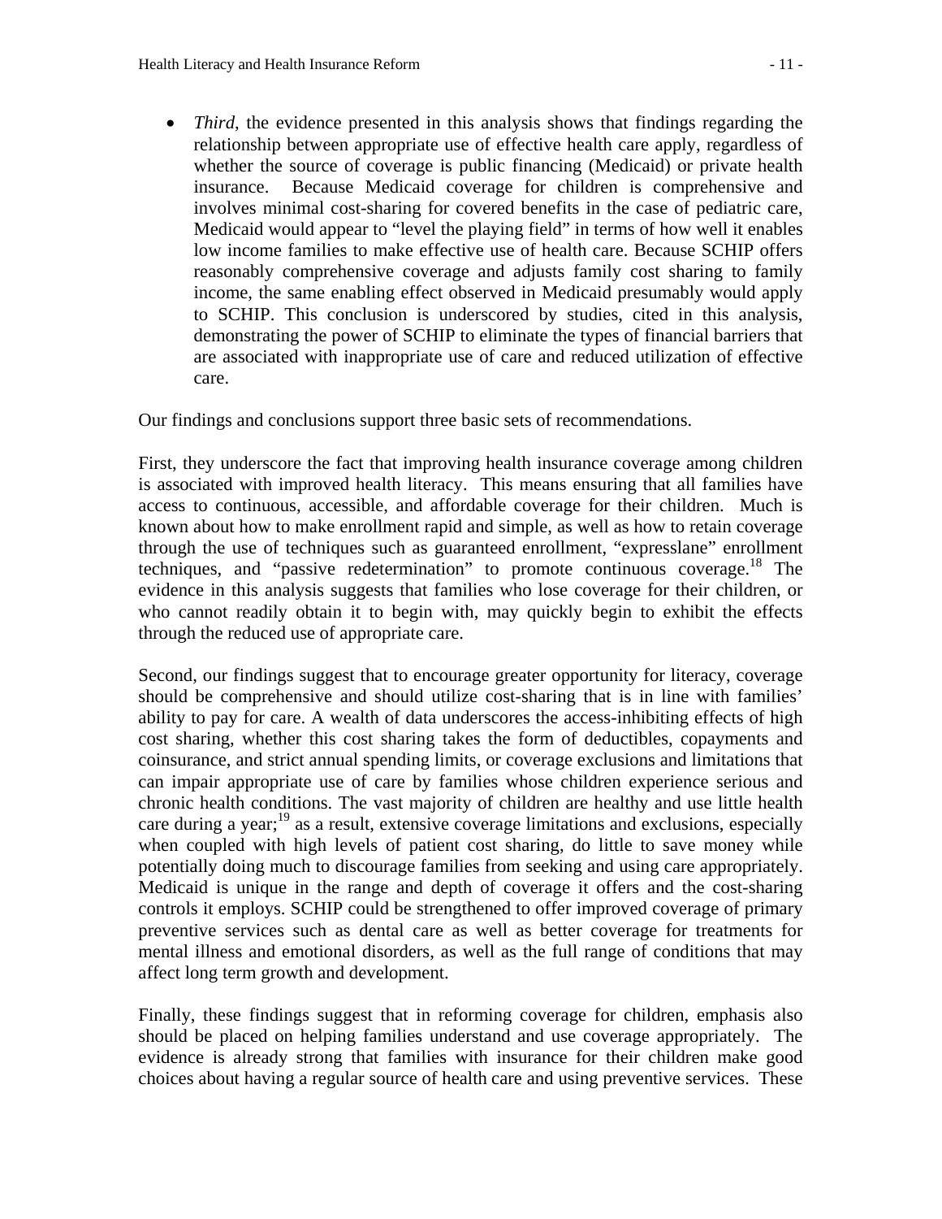- *Third*, the evidence presented in this analysis shows that findings regarding the relationship between appropriate use of effective health care apply, regardless of whether the source of coverage is public financing (Medicaid) or private health insurance. Because Medicaid coverage for children is comprehensive and involves minimal cost-sharing for covered benefits in the case of pediatric care, Medicaid would appear to "level the playing field" in terms of how well it enables low income families to make effective use of health care. Because SCHIP offers reasonably comprehensive coverage and adjusts family cost sharing to family income, the same enabling effect observed in Medicaid presumably would apply to SCHIP. This conclusion is underscored by studies, cited in this analysis, demonstrating the power of SCHIP to eliminate the types of financial barriers that are associated with inappropriate use of care and reduced utilization of effective care.

Our findings and conclusions support three basic sets of recommendations.

First, they underscore the fact that improving health insurance coverage among children is associated with improved health literacy. This means ensuring that all families have access to continuous, accessible, and affordable coverage for their children. Much is known about how to make enrollment rapid and simple, as well as how to retain coverage through the use of techniques such as guaranteed enrollment, "expresslane" enrollment techniques, and "passive redetermination" to promote continuous coverage.[18] The evidence in this analysis suggests that families who lose coverage for their children, or who cannot readily obtain it to begin with, may quickly begin to exhibit the effects through the reduced use of appropriate care.

Second, our findings suggest that to encourage greater opportunity for literacy, coverage should be comprehensive and should utilize cost-sharing that is in line with families' ability to pay for care. A wealth of data underscores the access-inhibiting effects of high cost sharing, whether this cost sharing takes the form of deductibles, copayments and coinsurance, and strict annual spending limits, or coverage exclusions and limitations that can impair appropriate use of care by families whose children experience serious and chronic health conditions. The vast majority of children are healthy and use little health care during a year;[19] as a result, extensive coverage limitations and exclusions, especially when coupled with high levels of patient cost sharing, do little to save money while potentially doing much to discourage families from seeking and using care appropriately. Medicaid is unique in the range and depth of coverage it offers and the cost-sharing controls it employs. SCHIP could be strengthened to offer improved coverage of primary preventive services such as dental care as well as better coverage for treatments for mental illness and emotional disorders, as well as the full range of conditions that may affect long term growth and development.

Finally, these findings suggest that in reforming coverage for children, emphasis also should be placed on helping families understand and use coverage appropriately. The evidence is already strong that families with insurance for their children make good choices about having a regular source of health care and using preventive services. These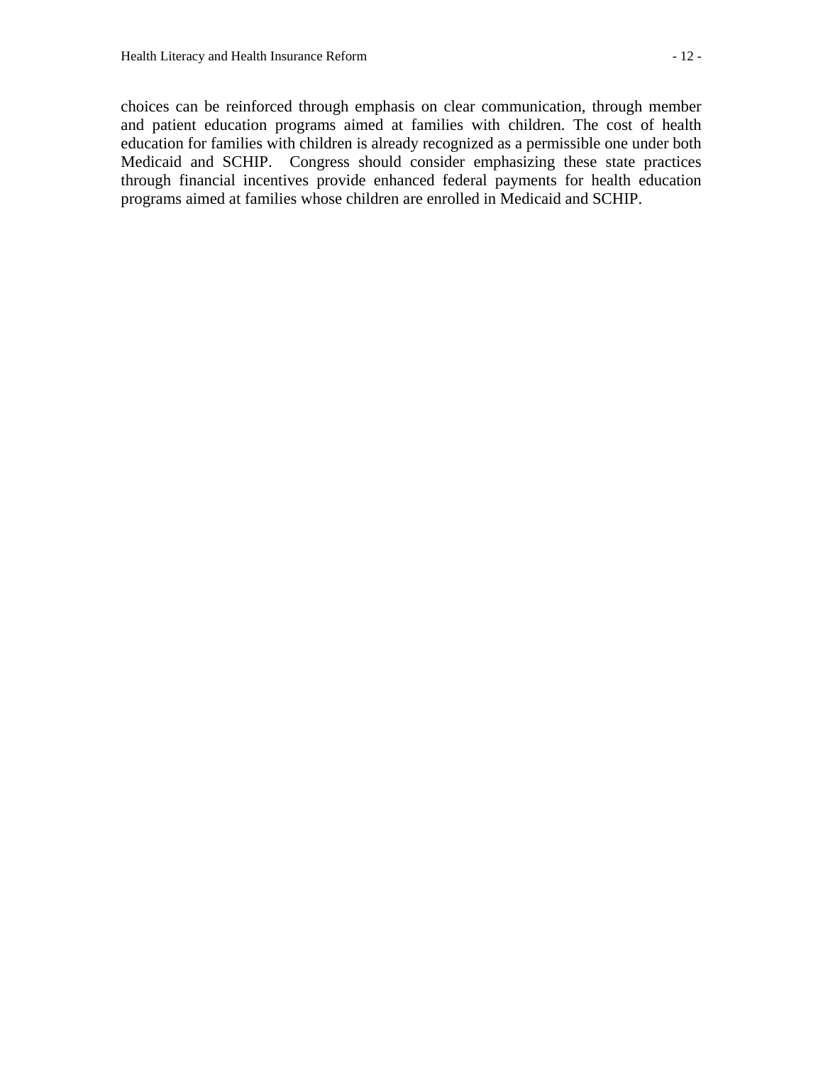choices can be reinforced through emphasis on clear communication, through member and patient education programs aimed at families with children. The cost of health education for families with children is already recognized as a permissible one under both Medicaid and SCHIP. Congress should consider emphasizing these state practices through financial incentives provide enhanced federal payments for health education programs aimed at families whose children are enrolled in Medicaid and SCHIP.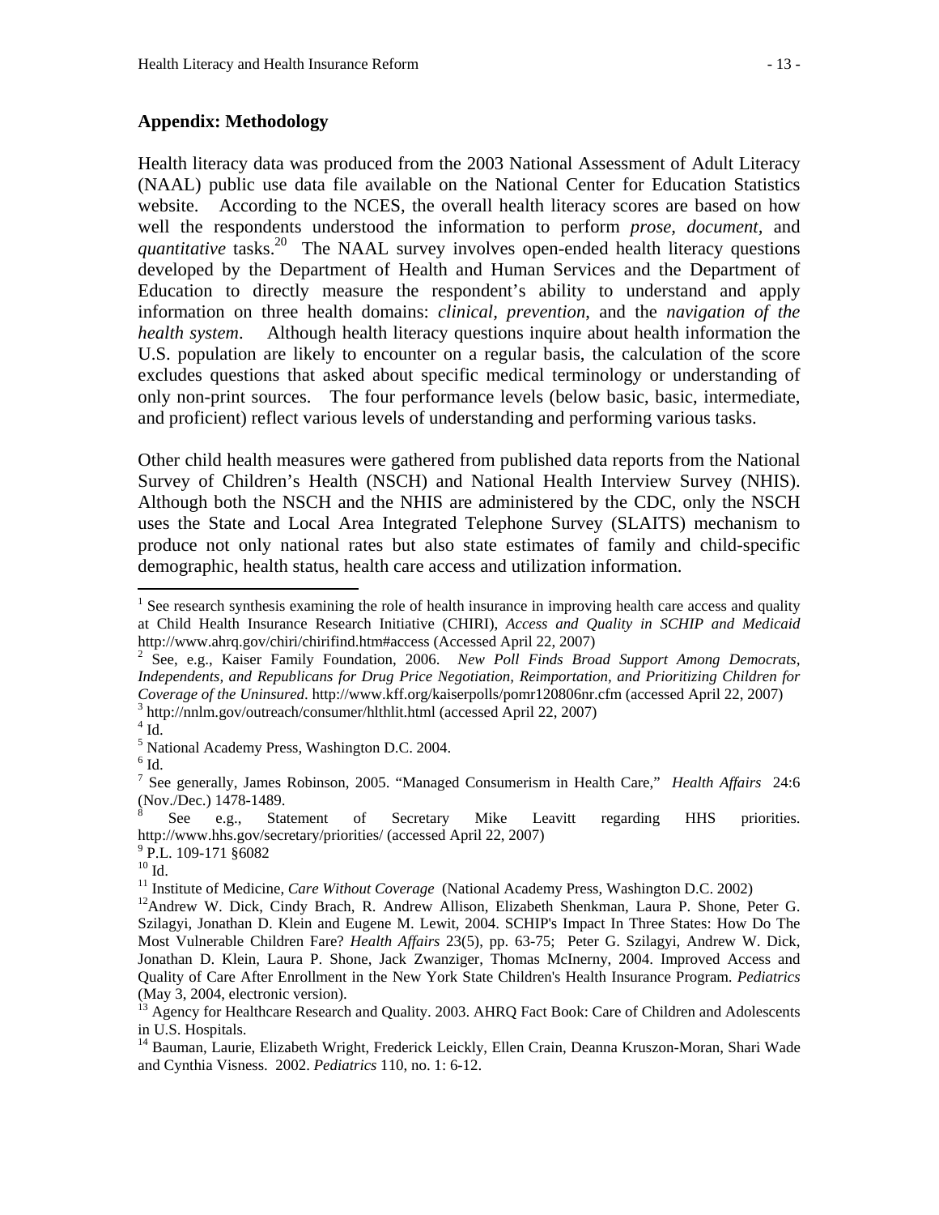## Appendix: Methodology

Health literacy data was produced from the 2003 National Assessment of Adult Literacy (NAAL) public use data file available on the National Center for Education Statistics website. According to the NCES, the overall health literacy scores are based on how well the respondents understood the information to perform *prose, document*, and *quantitative* tasks.[20] The NAAL survey involves open-ended health literacy questions developed by the Department of Health and Human Services and the Department of Education to directly measure the respondent's ability to understand and apply information on three health domains: *clinical, prevention*, and the *navigation of the health system*. Although health literacy questions inquire about health information the U.S. population are likely to encounter on a regular basis, the calculation of the score excludes questions that asked about specific medical terminology or understanding of only non-print sources. The four performance levels (below basic, basic, intermediate, and proficient) reflect various levels of understanding and performing various tasks.

Other child health measures were gathered from published data reports from the National Survey of Children's Health (NSCH) and National Health Interview Survey (NHIS). Although both the NSCH and the NHIS are administered by the CDC, only the NSCH uses the State and Local Area Integrated Telephone Survey (SLAITS) mechanism to produce not only national rates but also state estimates of family and child-specific demographic, health status, health care access and utilization information.

---

[1] See research synthesis examining the role of health insurance in improving health care access and quality at Child Health Insurance Research Initiative (CHIRI), *Access and Quality in SCHIP and Medicaid* http://www.ahrq.gov/chiri/chirifind.htm#access (Accessed April 22, 2007)

[2] See, e.g., Kaiser Family Foundation, 2006. *New Poll Finds Broad Support Among Democrats, Independents, and Republicans for Drug Price Negotiation, Reimportation, and Prioritizing Children for Coverage of the Uninsured*. http://www.kff.org/kaiserpolls/pomr120806nr.cfm (accessed April 22, 2007)

[3] http://nnlm.gov/outreach/consumer/hlthlit.html (accessed April 22, 2007)

[4] Id.

[5] National Academy Press, Washington D.C. 2004.

[6] Id.

[7] See generally, James Robinson, 2005. "Managed Consumerism in Health Care," *Health Affairs* 24:6 (Nov./Dec.) 1478-1489.

[8] See e.g., Statement of Secretary Mike Leavitt regarding HHS priorities. http://www.hhs.gov/secretary/priorities/ (accessed April 22, 2007)

[9] P.L. 109-171 §6082

[10] Id.

[11] Institute of Medicine, *Care Without Coverage* (National Academy Press, Washington D.C. 2002)

[12] Andrew W. Dick, Cindy Brach, R. Andrew Allison, Elizabeth Shenkman, Laura P. Shone, Peter G. Szilagyi, Jonathan D. Klein and Eugene M. Lewit, 2004. SCHIP's Impact In Three States: How Do The Most Vulnerable Children Fare? *Health Affairs* 23(5), pp. 63-75; Peter G. Szilagyi, Andrew W. Dick, Jonathan D. Klein, Laura P. Shone, Jack Zwanziger, Thomas McInerny, 2004. Improved Access and Quality of Care After Enrollment in the New York State Children's Health Insurance Program. *Pediatrics* (May 3, 2004, electronic version).

[13] Agency for Healthcare Research and Quality. 2003. AHRQ Fact Book: Care of Children and Adolescents in U.S. Hospitals.

[14] Bauman, Laurie, Elizabeth Wright, Frederick Leickly, Ellen Crain, Deanna Kruszon-Moran, Shari Wade and Cynthia Visness. 2002. *Pediatrics* 110, no. 1: 6-12.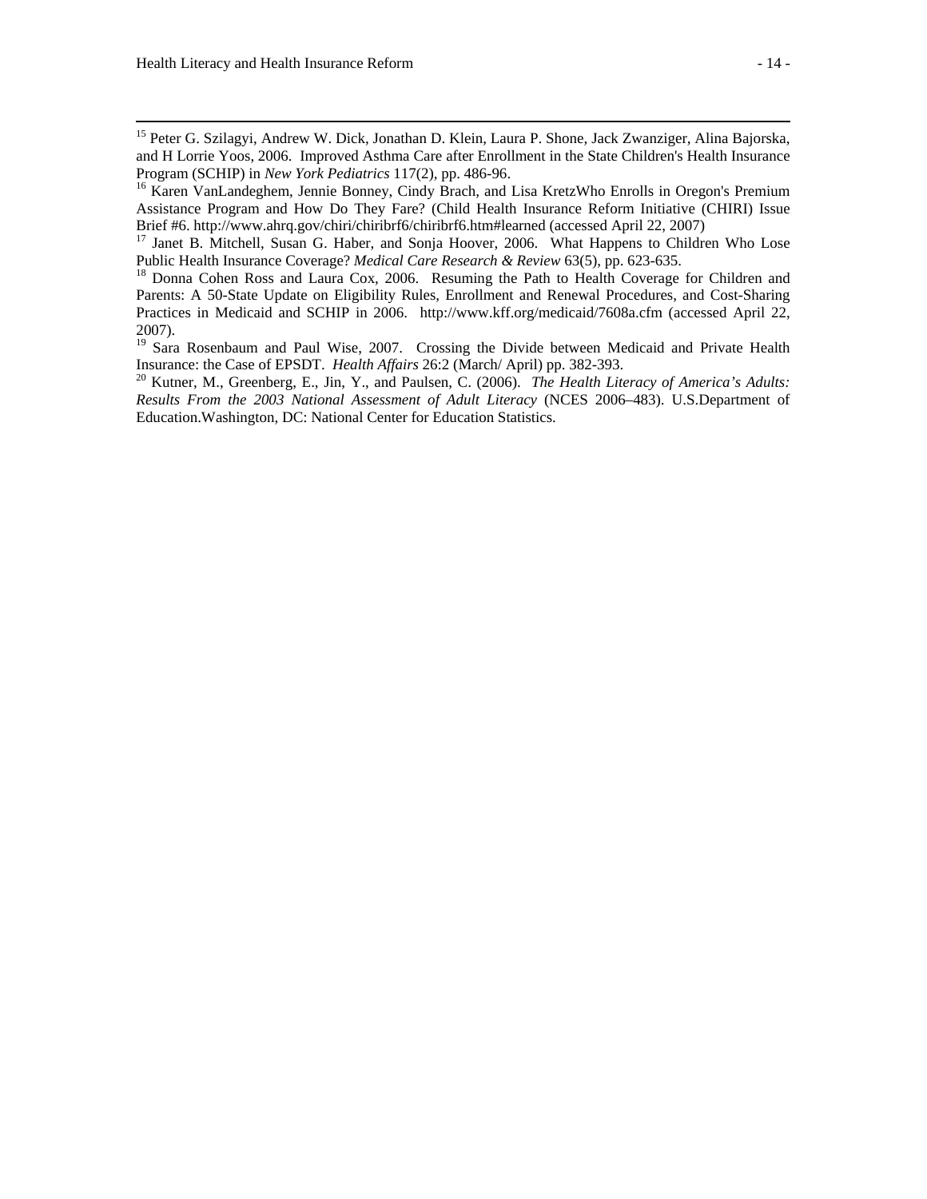[15] Peter G. Szilagyi, Andrew W. Dick, Jonathan D. Klein, Laura P. Shone, Jack Zwanziger, Alina Bajorska, and H Lorrie Yoos, 2006. Improved Asthma Care after Enrollment in the State Children's Health Insurance Program (SCHIP) in *New York Pediatrics* 117(2), pp. 486-96.

[16] Karen VanLandeghem, Jennie Bonney, Cindy Brach, and Lisa KretzWho Enrolls in Oregon's Premium Assistance Program and How Do They Fare? (Child Health Insurance Reform Initiative (CHIRI) Issue Brief #6. http://www.ahrq.gov/chiri/chiribrf6/chiribrf6.htm#learned (accessed April 22, 2007)

[17] Janet B. Mitchell, Susan G. Haber, and Sonja Hoover, 2006. What Happens to Children Who Lose Public Health Insurance Coverage? *Medical Care Research & Review* 63(5), pp. 623-635.

[18] Donna Cohen Ross and Laura Cox, 2006. Resuming the Path to Health Coverage for Children and Parents: A 50-State Update on Eligibility Rules, Enrollment and Renewal Procedures, and Cost-Sharing Practices in Medicaid and SCHIP in 2006. http://www.kff.org/medicaid/7608a.cfm (accessed April 22, 2007).

[19] Sara Rosenbaum and Paul Wise, 2007. Crossing the Divide between Medicaid and Private Health Insurance: the Case of EPSDT. *Health Affairs* 26:2 (March/ April) pp. 382-393.

[20] Kutner, M., Greenberg, E., Jin, Y., and Paulsen, C. (2006). *The Health Literacy of America's Adults: Results From the 2003 National Assessment of Adult Literacy* (NCES 2006–483). U.S.Department of Education.Washington, DC: National Center for Education Statistics.